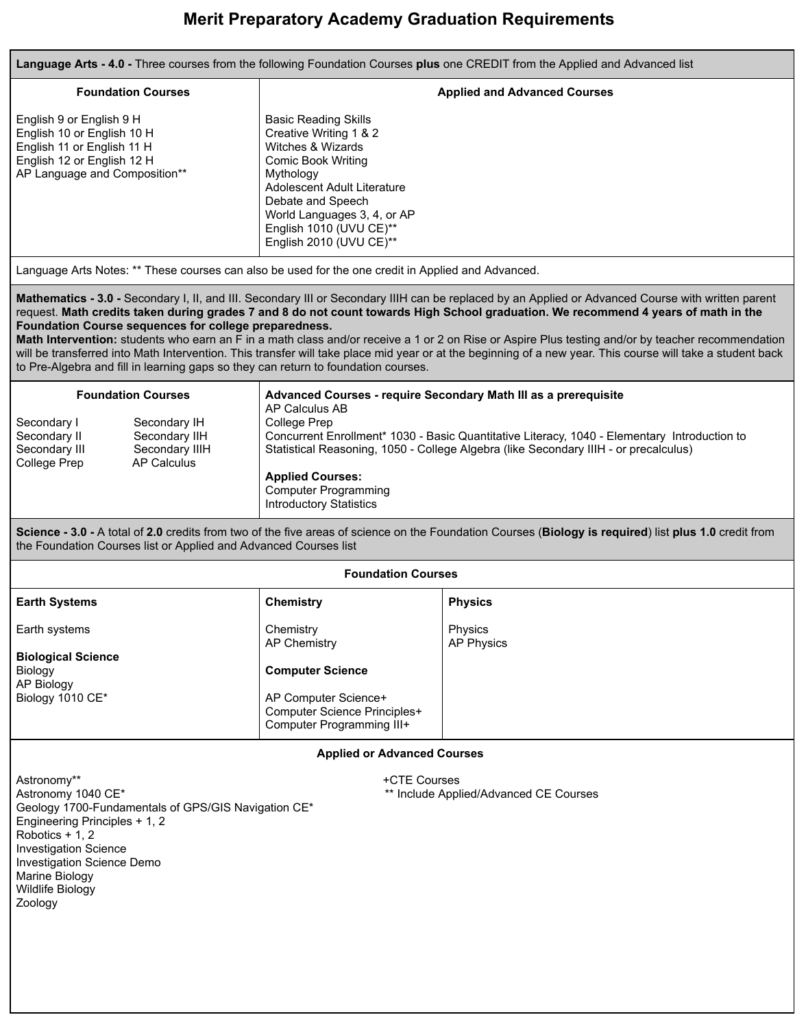# Merit Preparatory Academy Graduation Requirements

**Language Arts - 4.0 -** Three courses from the following Foundation Courses **plus** one CREDIT from the Applied and Advanced list

| Foundation Courses | Applied and Advanced Courses |
|---|---|
| English 9 or English 9 H<br>English 10 or English 10 H<br>English 11 or English 11 H<br>English 12 or English 12 H<br>AP Language and Composition** | Basic Reading Skills<br>Creative Writing 1 & 2<br>Witches & Wizards<br>Comic Book Writing<br>Mythology<br>Adolescent Adult Literature<br>Debate and Speech<br>World Languages 3, 4, or AP<br>English 1010 (UVU CE)**<br>English 2010 (UVU CE)** |

Language Arts Notes: ** These courses can also be used for the one credit in Applied and Advanced.

**Mathematics - 3.0 -** Secondary I, II, and III. Secondary III or Secondary IIIH can be replaced by an Applied or Advanced Course with written parent request. **Math credits taken during grades 7 and 8 do not count towards High School graduation. We recommend 4 years of math in the Foundation Course sequences for college preparedness.**

**Math Intervention:** students who earn an F in a math class and/or receive a 1 or 2 on Rise or Aspire Plus testing and/or by teacher recommendation will be transferred into Math Intervention. This transfer will take place mid year or at the beginning of a new year. This course will take a student back to Pre-Algebra and fill in learning gaps so they can return to foundation courses.

| Foundation Courses | | Advanced Courses - require Secondary Math III as a prerequisite |
|---|---|---|
| Secondary I | Secondary IH | AP Calculus AB |
| Secondary II | Secondary IIH | College Prep |
| Secondary III | Secondary IIIH | Concurrent Enrollment* 1030 - Basic Quantitative Literacy, 1040 - Elementary Introduction to Statistical Reasoning, 1050 - College Algebra (like Secondary IIIH - or precalculus) |
| College Prep | AP Calculus | |
| | | **Applied Courses:**<br>Computer Programming<br>Introductory Statistics |

**Science - 3.0 -** A total of **2.0** credits from two of the five areas of science on the Foundation Courses (**Biology is required**) list **plus 1.0** credit from the Foundation Courses list or Applied and Advanced Courses list

**Foundation Courses**

| Earth Systems | Chemistry | Physics |
|---|---|---|
| Earth systems | Chemistry<br>AP Chemistry | Physics<br>AP Physics |
| **Biological Science**<br>Biology<br>AP Biology<br>Biology 1010 CE* | **Computer Science**<br>AP Computer Science+<br>Computer Science Principles+<br>Computer Programming III+ | |

**Applied or Advanced Courses**

Astronomy**
Astronomy 1040 CE*
Geology 1700-Fundamentals of GPS/GIS Navigation CE*
Engineering Principles + 1, 2
Robotics + 1, 2
Investigation Science
Investigation Science Demo
Marine Biology
Wildlife Biology
Zoology

+CTE Courses
** Include Applied/Advanced CE Courses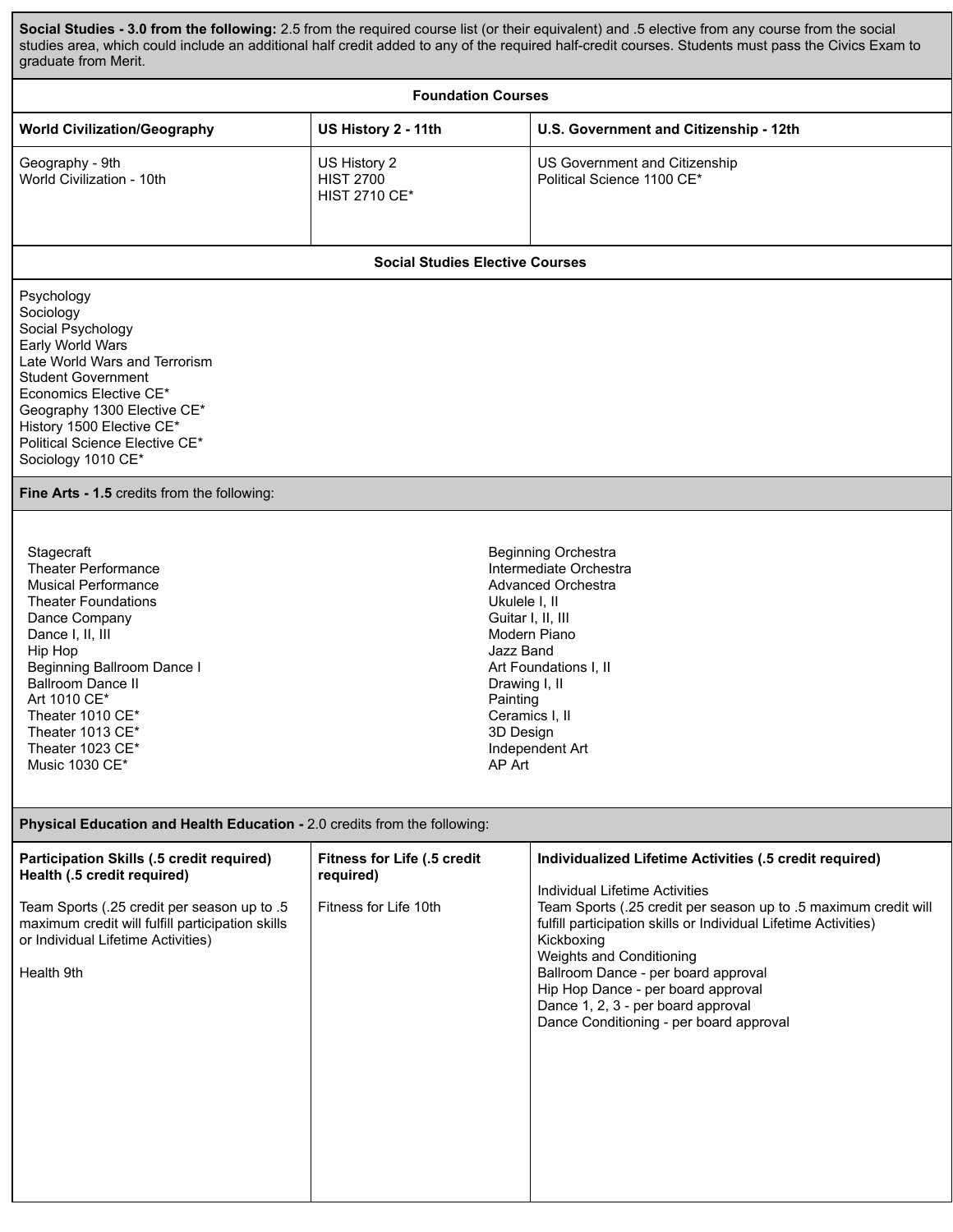**Social Studies - 3.0 from the following:** 2.5 from the required course list (or their equivalent) and .5 elective from any course from the social studies area, which could include an additional half credit added to any of the required half-credit courses. Students must pass the Civics Exam to graduate from Merit.

**Foundation Courses**

| World Civilization/Geography | US History 2 - 11th | U.S. Government and Citizenship - 12th |
| --- | --- | --- |
| Geography - 9th<br>World Civilization - 10th | US History 2<br>HIST 2700<br>HIST 2710 CE* | US Government and Citizenship<br>Political Science 1100 CE* |

**Social Studies Elective Courses**

Psychology
Sociology
Social Psychology
Early World Wars
Late World Wars and Terrorism
Student Government
Economics Elective CE*
Geography 1300 Elective CE*
History 1500 Elective CE*
Political Science Elective CE*
Sociology 1010 CE*

**Fine Arts - 1.5** credits from the following:

Stagecraft
Theater Performance
Musical Performance
Theater Foundations
Dance Company
Dance I, II, III
Hip Hop
Beginning Ballroom Dance I
Ballroom Dance II
Art 1010 CE*
Theater 1010 CE*
Theater 1013 CE*
Theater 1023 CE*
Music 1030 CE*
Beginning Orchestra
Intermediate Orchestra
Advanced Orchestra
Ukulele I, II
Guitar I, II, III
Modern Piano
Jazz Band
Art Foundations I, II
Drawing I, II
Painting
Ceramics I, II
3D Design
Independent Art
AP Art

**Physical Education and Health Education -** 2.0 credits from the following:

| Participation Skills (.5 credit required)<br>Health (.5 credit required) | Fitness for Life (.5 credit required) | Individualized Lifetime Activities (.5 credit required) |
| --- | --- | --- |
| Team Sports (.25 credit per season up to .5 maximum credit will fulfill participation skills or Individual Lifetime Activities)<br><br>Health 9th | Fitness for Life 10th | Individual Lifetime Activities<br>Team Sports (.25 credit per season up to .5 maximum credit will fulfill participation skills or Individual Lifetime Activities)<br>Kickboxing<br>Weights and Conditioning<br>Ballroom Dance - per board approval<br>Hip Hop Dance - per board approval<br>Dance 1, 2, 3 - per board approval<br>Dance Conditioning - per board approval |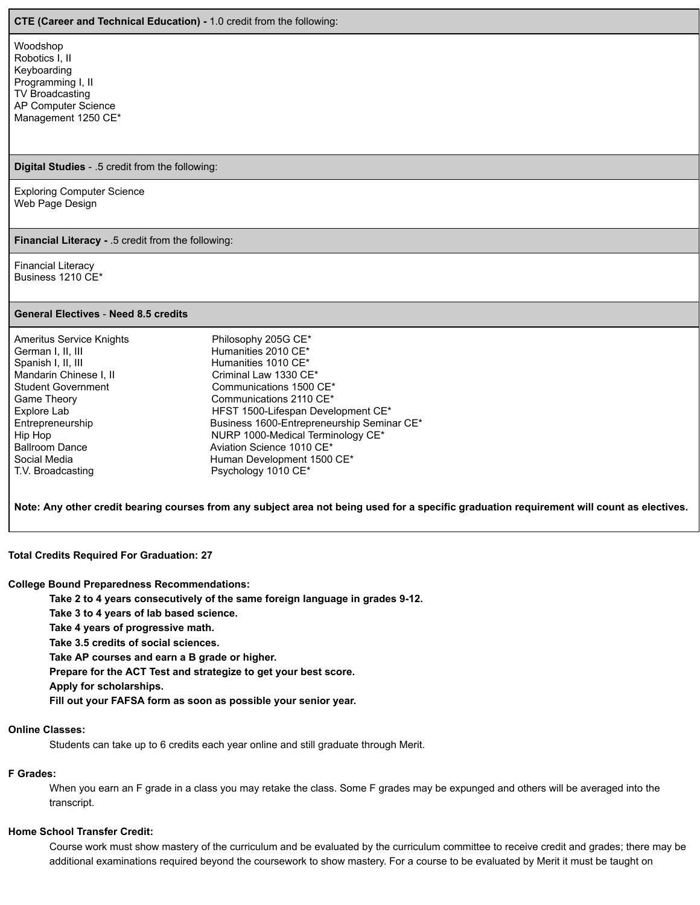| **CTE (Career and Technical Education) -** 1.0 credit from the following: |
|---|
| Woodshop<br>Robotics I, II<br>Keyboarding<br>Programming I, II<br>TV Broadcasting<br>AP Computer Science<br>Management 1250 CE* |

| **Digital Studies** - .5 credit from the following: |
|---|
| Exploring Computer Science<br>Web Page Design |

| **Financial Literacy -** .5 credit from the following: |
|---|
| Financial Literacy<br>Business 1210 CE* |

| **General Electives** - **Need 8.5 credits** | |
|---|---|
| Ameritus Service Knights | Philosophy 205G CE* |
| German I, II, III | Humanities 2010 CE* |
| Spanish I, II, III | Humanities 1010 CE* |
| Mandarin Chinese I, II | Criminal Law 1330 CE* |
| Student Government | Communications 1500 CE* |
| Game Theory | Communications 2110 CE* |
| Explore Lab | HFST 1500-Lifespan Development CE* |
| Entrepreneurship | Business 1600-Entrepreneurship Seminar CE* |
| Hip Hop | NURP 1000-Medical Terminology CE* |
| Ballroom Dance | Aviation Science 1010 CE* |
| Social Media | Human Development 1500 CE* |
| T.V. Broadcasting | Psychology 1010 CE* |

**Note: Any other credit bearing courses from any subject area not being used for a specific graduation requirement will count as electives.**

**Total Credits Required For Graduation: 27**

**College Bound Preparedness Recommendations:**

- **Take 2 to 4 years consecutively of the same foreign language in grades 9-12.**
- **Take 3 to 4 years of lab based science.**
- **Take 4 years of progressive math.**
- **Take 3.5 credits of social sciences.**
- **Take AP courses and earn a B grade or higher.**
- **Prepare for the ACT Test and strategize to get your best score.**
- **Apply for scholarships.**
- **Fill out your FAFSA form as soon as possible your senior year.**

**Online Classes:**

Students can take up to 6 credits each year online and still graduate through Merit.

**F Grades:**

When you earn an F grade in a class you may retake the class. Some F grades may be expunged and others will be averaged into the transcript.

**Home School Transfer Credit:**

Course work must show mastery of the curriculum and be evaluated by the curriculum committee to receive credit and grades; there may be additional examinations required beyond the coursework to show mastery. For a course to be evaluated by Merit it must be taught on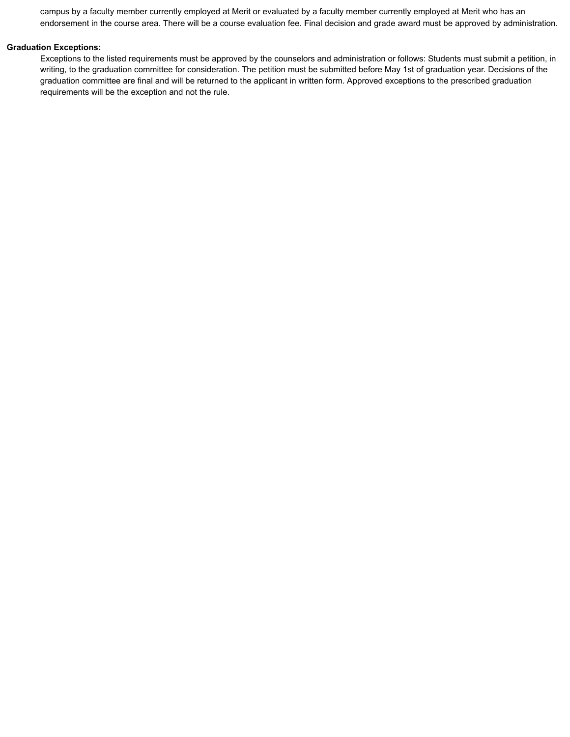campus by a faculty member currently employed at Merit or evaluated by a faculty member currently employed at Merit who has an endorsement in the course area. There will be a course evaluation fee. Final decision and grade award must be approved by administration.

**Graduation Exceptions:**

Exceptions to the listed requirements must be approved by the counselors and administration or follows: Students must submit a petition, in writing, to the graduation committee for consideration. The petition must be submitted before May 1st of graduation year. Decisions of the graduation committee are final and will be returned to the applicant in written form. Approved exceptions to the prescribed graduation requirements will be the exception and not the rule.